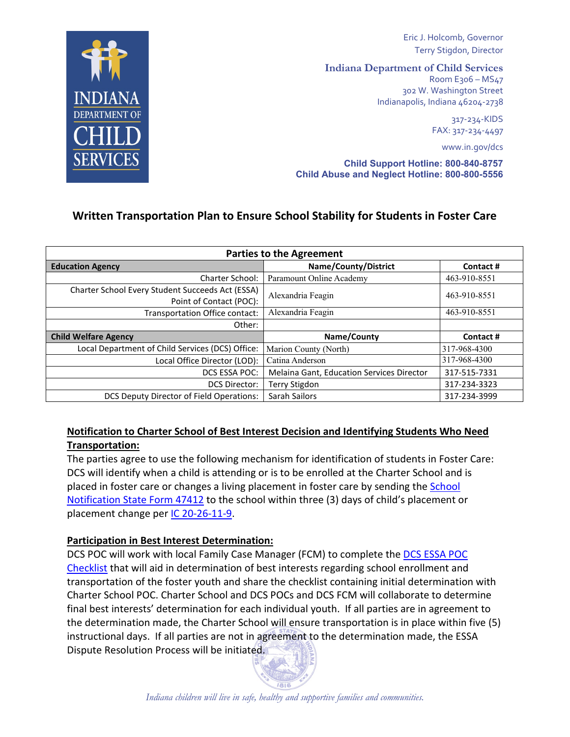Eric J. Holcomb, Governor
Terry Stigdon, Director

**Indiana Department of Child Services**
Room E306 – MS47
302 W. Washington Street
Indianapolis, Indiana 46204-2738

317-234-KIDS
FAX: 317-234-4497

www.in.gov/dcs

**Child Support Hotline: 800-840-8757**
**Child Abuse and Neglect Hotline: 800-800-5556**

## Written Transportation Plan to Ensure School Stability for Students in Foster Care

| Parties to the Agreement | | |
|---|---|---|
| **Education Agency** | **Name/County/District** | **Contact #** |
| Charter School: | Paramount Online Academy | 463-910-8551 |
| Charter School Every Student Succeeds Act (ESSA) Point of Contact (POC): | Alexandria Feagin | 463-910-8551 |
| Transportation Office contact: | Alexandria Feagin | 463-910-8551 |
| Other: | | |
| **Child Welfare Agency** | **Name/County** | **Contact #** |
| Local Department of Child Services (DCS) Office: | Marion County (North) | 317-968-4300 |
| Local Office Director (LOD): | Catina Anderson | 317-968-4300 |
| DCS ESSA POC: | Melaina Gant, Education Services Director | 317-515-7331 |
| DCS Director: | Terry Stigdon | 317-234-3323 |
| DCS Deputy Director of Field Operations: | Sarah Sailors | 317-234-3999 |

**Notification to Charter School of Best Interest Decision and Identifying Students Who Need Transportation:**

The parties agree to use the following mechanism for identification of students in Foster Care: DCS will identify when a child is attending or is to be enrolled at the Charter School and is placed in foster care or changes a living placement in foster care by sending the School Notification State Form 47412 to the school within three (3) days of child's placement or placement change per IC 20-26-11-9.

**Participation in Best Interest Determination:**

DCS POC will work with local Family Case Manager (FCM) to complete the DCS ESSA POC Checklist that will aid in determination of best interests regarding school enrollment and transportation of the foster youth and share the checklist containing initial determination with Charter School POC. Charter School and DCS POCs and DCS FCM will collaborate to determine final best interests' determination for each individual youth. If all parties are in agreement to the determination made, the Charter School will ensure transportation is in place within five (5) instructional days. If all parties are not in agreement to the determination made, the ESSA Dispute Resolution Process will be initiated.

*Indiana children will live in safe, healthy and supportive families and communities.*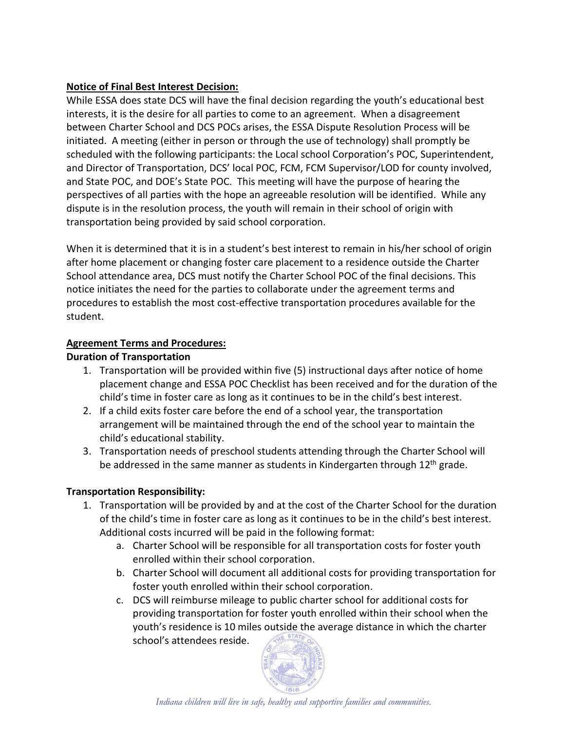**Notice of Final Best Interest Decision:**

While ESSA does state DCS will have the final decision regarding the youth's educational best interests, it is the desire for all parties to come to an agreement. When a disagreement between Charter School and DCS POCs arises, the ESSA Dispute Resolution Process will be initiated. A meeting (either in person or through the use of technology) shall promptly be scheduled with the following participants: the Local school Corporation's POC, Superintendent, and Director of Transportation, DCS' local POC, FCM, FCM Supervisor/LOD for county involved, and State POC, and DOE's State POC. This meeting will have the purpose of hearing the perspectives of all parties with the hope an agreeable resolution will be identified. While any dispute is in the resolution process, the youth will remain in their school of origin with transportation being provided by said school corporation.

When it is determined that it is in a student's best interest to remain in his/her school of origin after home placement or changing foster care placement to a residence outside the Charter School attendance area, DCS must notify the Charter School POC of the final decisions. This notice initiates the need for the parties to collaborate under the agreement terms and procedures to establish the most cost-effective transportation procedures available for the student.

**Agreement Terms and Procedures:**

**Duration of Transportation**

1. Transportation will be provided within five (5) instructional days after notice of home placement change and ESSA POC Checklist has been received and for the duration of the child's time in foster care as long as it continues to be in the child's best interest.
2. If a child exits foster care before the end of a school year, the transportation arrangement will be maintained through the end of the school year to maintain the child's educational stability.
3. Transportation needs of preschool students attending through the Charter School will be addressed in the same manner as students in Kindergarten through 12th grade.

**Transportation Responsibility:**

1. Transportation will be provided by and at the cost of the Charter School for the duration of the child's time in foster care as long as it continues to be in the child's best interest. Additional costs incurred will be paid in the following format:
    a. Charter School will be responsible for all transportation costs for foster youth enrolled within their school corporation.
    b. Charter School will document all additional costs for providing transportation for foster youth enrolled within their school corporation.
    c. DCS will reimburse mileage to public charter school for additional costs for providing transportation for foster youth enrolled within their school when the youth's residence is 10 miles outside the average distance in which the charter school's attendees reside.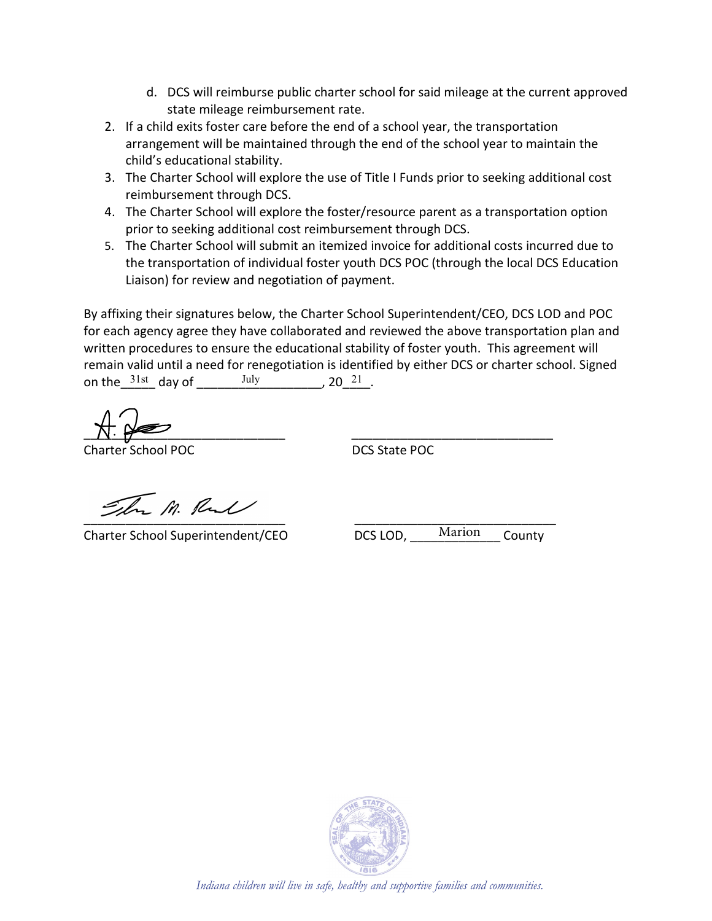d. DCS will reimburse public charter school for said mileage at the current approved state mileage reimbursement rate.

2. If a child exits foster care before the end of a school year, the transportation arrangement will be maintained through the end of the school year to maintain the child's educational stability.
3. The Charter School will explore the use of Title I Funds prior to seeking additional cost reimbursement through DCS.
4. The Charter School will explore the foster/resource parent as a transportation option prior to seeking additional cost reimbursement through DCS.
5. The Charter School will submit an itemized invoice for additional costs incurred due to the transportation of individual foster youth DCS POC (through the local DCS Education Liaison) for review and negotiation of payment.

By affixing their signatures below, the Charter School Superintendent/CEO, DCS LOD and POC for each agency agree they have collaborated and reviewed the above transportation plan and written procedures to ensure the educational stability of foster youth. This agreement will remain valid until a need for renegotiation is identified by either DCS or charter school. Signed on the 31st day of July, 2021.

| | |
|---|---|
| ____________________________ | ____________________________ |
| Charter School POC | DCS State POC |
| ____________________________ | ____________________________ |
| Charter School Superintendent/CEO | DCS LOD, Marion County |

*Indiana children will live in safe, healthy and supportive families and communities.*